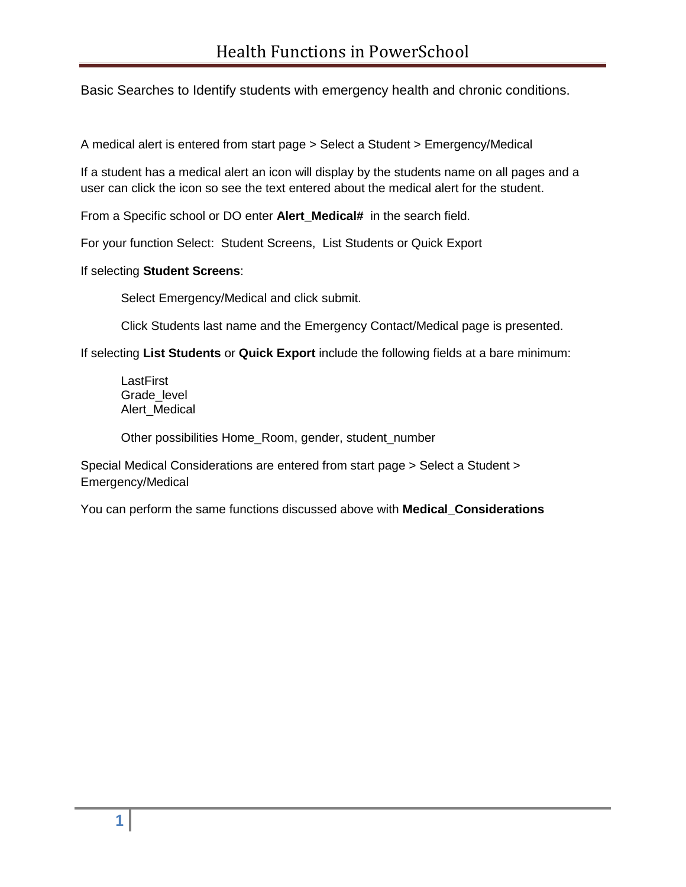Basic Searches to Identify students with emergency health and chronic conditions.

A medical alert is entered from start page > Select a Student > Emergency/Medical

If a student has a medical alert an icon will display by the students name on all pages and a user can click the icon so see the text entered about the medical alert for the student.

From a Specific school or DO enter **Alert_Medical#** in the search field.

For your function Select: Student Screens, List Students or Quick Export

If selecting **Student Screens**:

> Select Emergency/Medical and click submit.
>
> Click Students last name and the Emergency Contact/Medical page is presented.

If selecting **List Students** or **Quick Export** include the following fields at a bare minimum:

> LastFirst
> Grade_level
> Alert_Medical
>
> Other possibilities Home_Room, gender, student_number

Special Medical Considerations are entered from start page > Select a Student > Emergency/Medical

You can perform the same functions discussed above with **Medical_Considerations**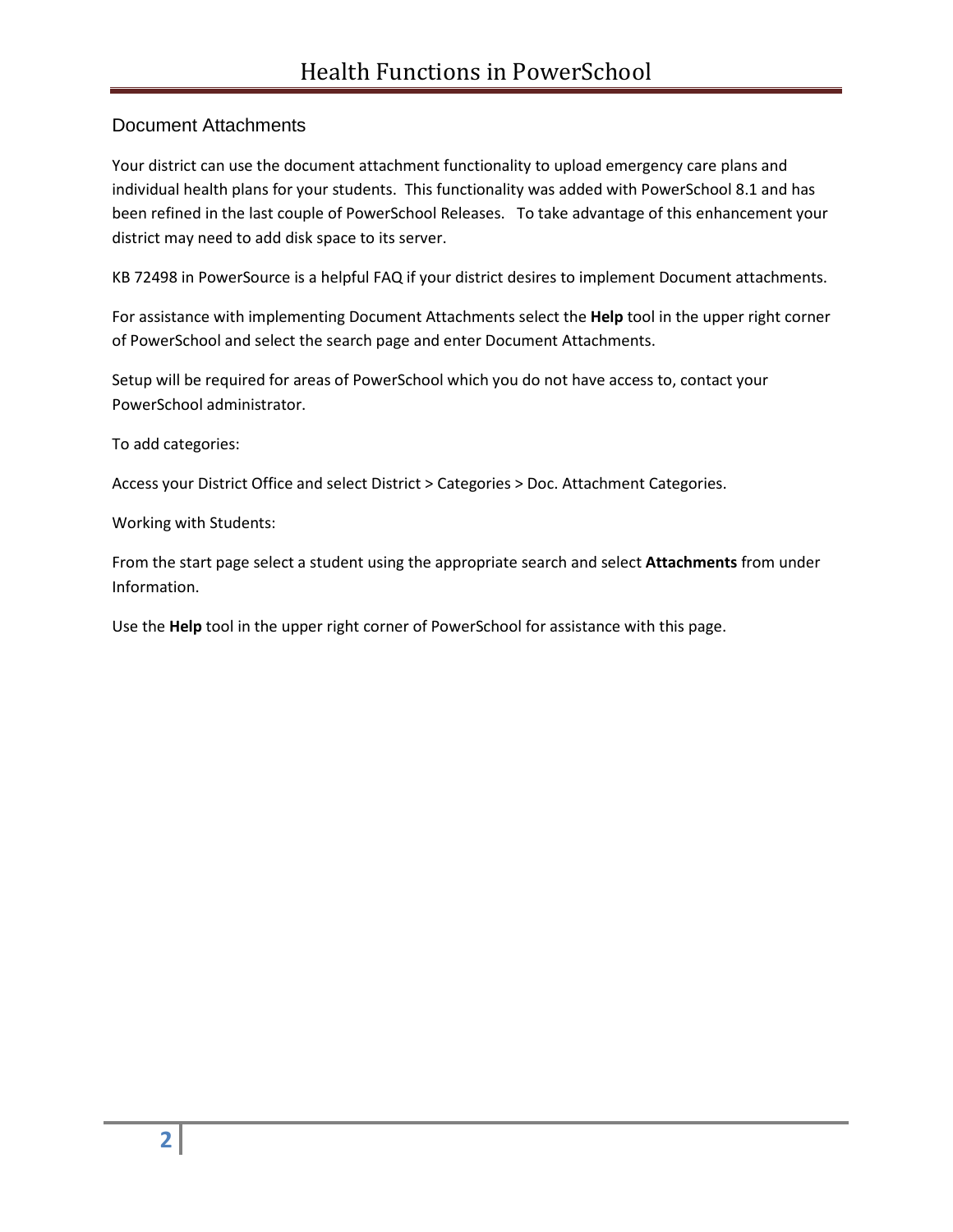## Document Attachments

Your district can use the document attachment functionality to upload emergency care plans and individual health plans for your students. This functionality was added with PowerSchool 8.1 and has been refined in the last couple of PowerSchool Releases. To take advantage of this enhancement your district may need to add disk space to its server.

KB 72498 in PowerSource is a helpful FAQ if your district desires to implement Document attachments.

For assistance with implementing Document Attachments select the **Help** tool in the upper right corner of PowerSchool and select the search page and enter Document Attachments.

Setup will be required for areas of PowerSchool which you do not have access to, contact your PowerSchool administrator.

To add categories:

Access your District Office and select District > Categories > Doc. Attachment Categories.

Working with Students:

From the start page select a student using the appropriate search and select **Attachments** from under Information.

Use the **Help** tool in the upper right corner of PowerSchool for assistance with this page.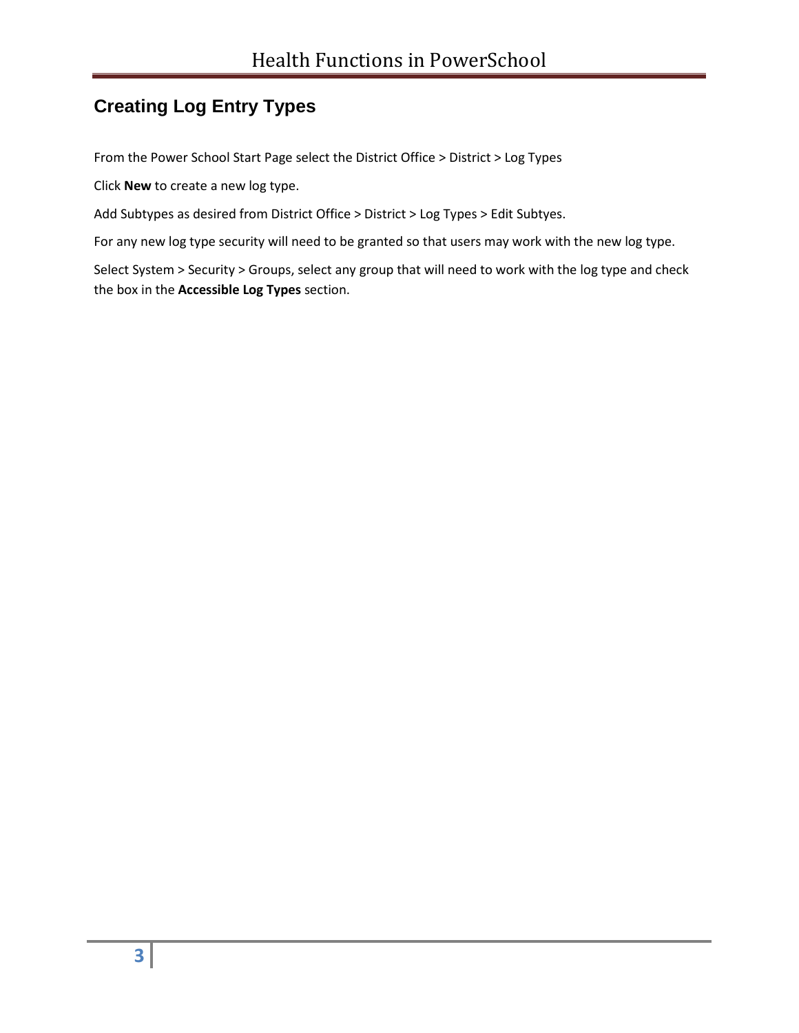## Creating Log Entry Types

From the Power School Start Page select the District Office > District > Log Types

Click **New** to create a new log type.

Add Subtypes as desired from District Office > District > Log Types > Edit Subtyes.

For any new log type security will need to be granted so that users may work with the new log type.

Select System > Security > Groups, select any group that will need to work with the log type and check the box in the **Accessible Log Types** section.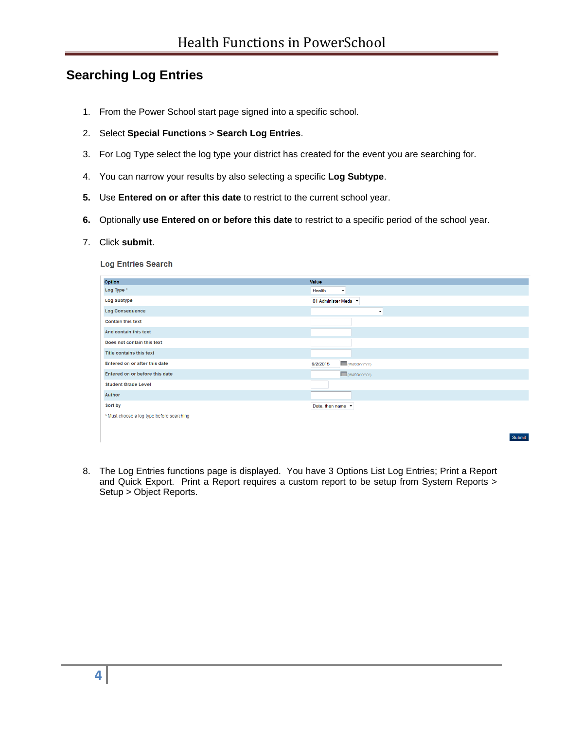## Searching Log Entries

1. From the Power School start page signed into a specific school.
2. Select **Special Functions** > **Search Log Entries**.
3. For Log Type select the log type your district has created for the event you are searching for.
4. You can narrow your results by also selecting a specific **Log Subtype**.
5. Use **Entered on or after this date** to restrict to the current school year.
6. Optionally **use Entered on or before this date** to restrict to a specific period of the school year.
7. Click **submit**.

**Log Entries Search**

| Option | Value |
|---|---|
| Log Type * | Health |
| Log Subtype | 01 Administer Meds |
| Log Consequence | |
| Contain this text | |
| And contain this text | |
| Does not contain this text | |
| Title contains this text | |
| Entered on or after this date | 9/2/2015 (MM/DD/YYYY) |
| Entered on or before this date | (MM/DD/YYYY) |
| Student Grade Level | |
| Author | |
| Sort by | Date, then name |

* Must choose a log type before searching

Submit

8. The Log Entries functions page is displayed. You have 3 Options List Log Entries; Print a Report and Quick Export. Print a Report requires a custom report to be setup from System Reports > Setup > Object Reports.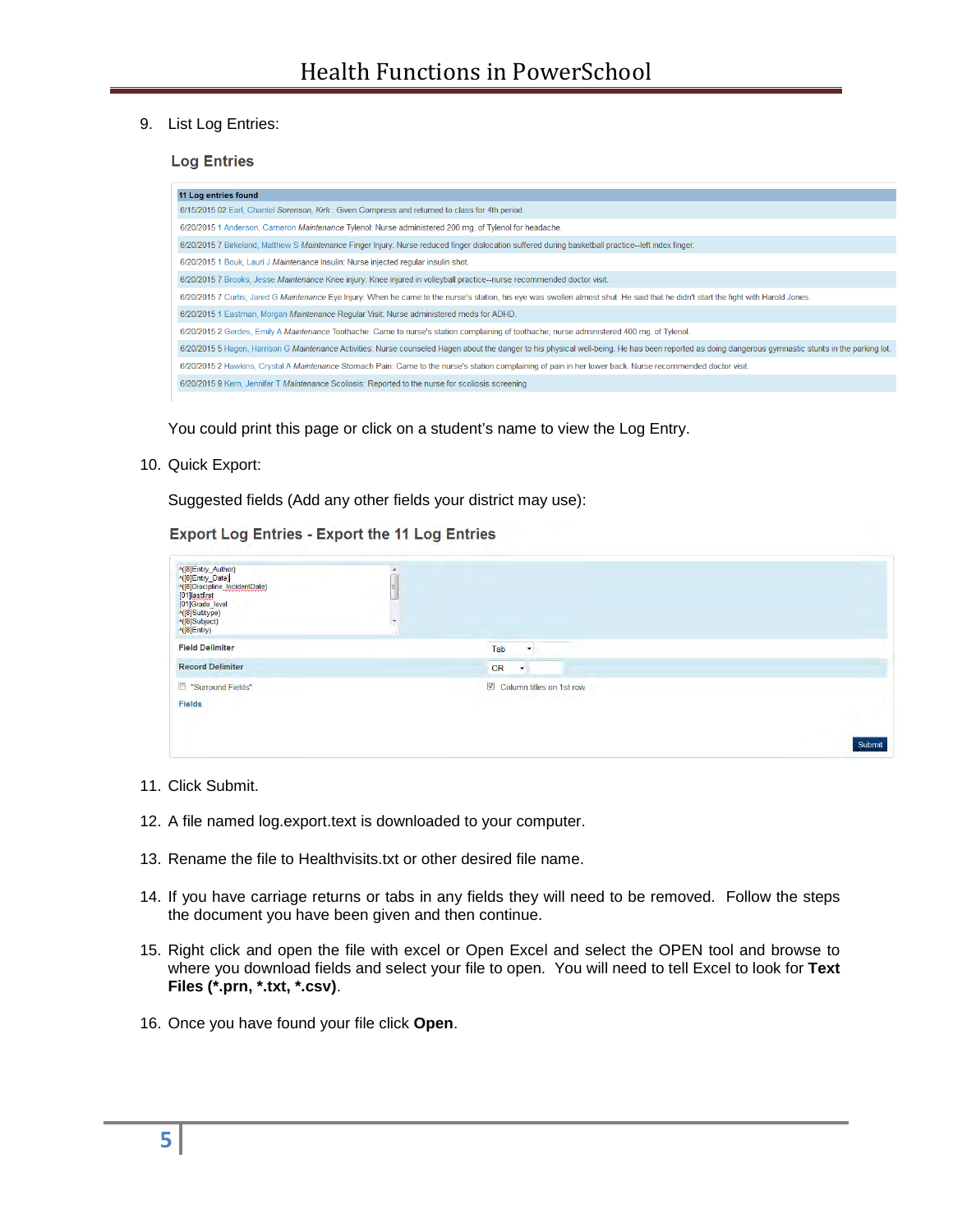9. List Log Entries:

**Log Entries**

| 11 Log entries found |
|---|
| 6/15/2015 02 Earl, Chantel *Sorenson, Kirk* : Given Compress and returned to class for 4th period. |
| 6/20/2015 1 Anderson, Cameron *Maintenance* Tylenol: Nurse administered 200 mg. of Tylenol for headache. |
| 6/20/2015 7 Birkeland, Matthew S *Maintenance* Finger Injury: Nurse reduced finger dislocation suffered during basketball practice--left index finger. |
| 6/20/2015 1 Bouk, Lauri J *Maintenance* Insulin: Nurse injected regular insulin shot. |
| 6/20/2015 7 Brooks, Jesse *Maintenance* Knee injury: Knee injured in volleyball practice--nurse recommended doctor visit. |
| 6/20/2015 7 Curtis, Jared G *Maintenance* Eye Injury: When he came to the nurse's station, his eye was swollen almost shut. He said that he didn't start the fight with Harold Jones. |
| 6/20/2015 1 Eastman, Morgan *Maintenance* Regular Visit: Nurse administered meds for ADHD. |
| 6/20/2015 2 Gerdes, Emily A *Maintenance* Toothache: Came to nurse's station complaining of toothache, nurse administered 400 mg. of Tylenol. |
| 6/20/2015 5 Hagen, Harrison G *Maintenance* Activities: Nurse counseled Hagen about the danger to his physical well-being. He has been reported as doing dangerous gymnastic stunts in the parking lot. |
| 6/20/2015 2 Hawkins, Crystal A *Maintenance* Stomach Pain: Came to the nurse's station complaining of pain in her lower back. Nurse recommended doctor visit. |
| 6/20/2015 9 Kern, Jennifer T *Maintenance* Scoliosis: Reported to the nurse for scoliosis screening |

You could print this page or click on a student's name to view the Log Entry.

10. Quick Export:

Suggested fields (Add any other fields your district may use):

**Export Log Entries - Export the 11 Log Entries**

```
*([8]Entry_Author)
*([8]Entry_Date)
*([8]Discipline_IncidentDate)
[01]lastfirst
[01]Grade_level
*([8]Subtype)
*([8]Subject)
*([8]Entry)
```

| | |
|---|---|
| Field Delimiter | Tab |
| Record Delimiter | CR |
| "Surround Fields" | ☑ Column titles on 1st row |
| Fields | |

Submit

11. Click Submit.

12. A file named log.export.text is downloaded to your computer.

13. Rename the file to Healthvisits.txt or other desired file name.

14. If you have carriage returns or tabs in any fields they will need to be removed. Follow the steps the document you have been given and then continue.

15. Right click and open the file with excel or Open Excel and select the OPEN tool and browse to where you download fields and select your file to open. You will need to tell Excel to look for **Text Files (\*.prn, \*.txt, \*.csv)**.

16. Once you have found your file click **Open**.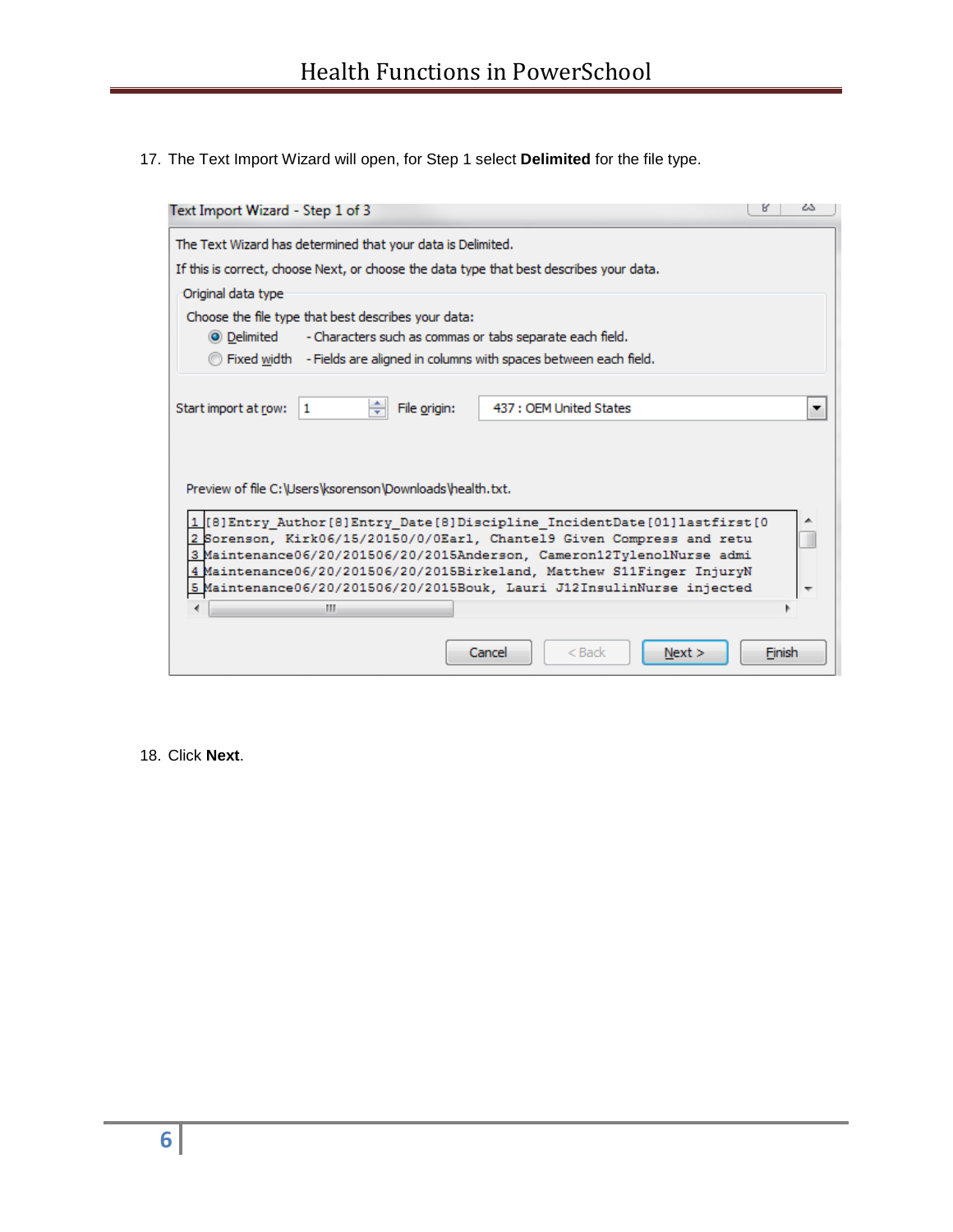17. The Text Import Wizard will open, for Step 1 select **Delimited** for the file type.

Text Import Wizard - Step 1 of 3

The Text Wizard has determined that your data is Delimited.

If this is correct, choose Next, or choose the data type that best describes your data.

Original data type

Choose the file type that best describes your data:

- Delimited - Characters such as commas or tabs separate each field.
- Fixed width - Fields are aligned in columns with spaces between each field.

Start import at row: 1 File origin: 437 : OEM United States

Preview of file C:\Users\ksorenson\Downloads\health.txt.

```
1 [8]Entry_Author[8]Entry_Date[8]Discipline_IncidentDate[01]lastfirst[0
2 Sorenson, Kirk06/15/20150/0/0Earl, Chantel9 Given Compress and retu
3 Maintenance06/20/201506/20/2015Anderson, Cameron12TylenolNurse admi
4 Maintenance06/20/201506/20/2015Birkeland, Matthew S11Finger InjuryN
5 Maintenance06/20/201506/20/2015Bouk, Lauri J12InsulinNurse injected
```

Cancel | < Back | Next > | Finish

18. Click **Next**.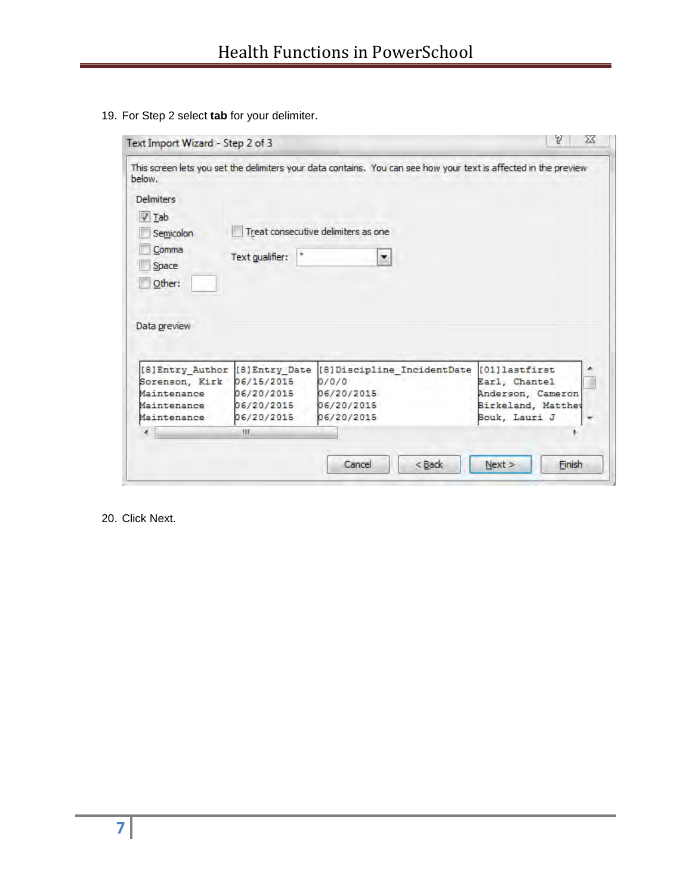19. For Step 2 select **tab** for your delimiter.

20. Click Next.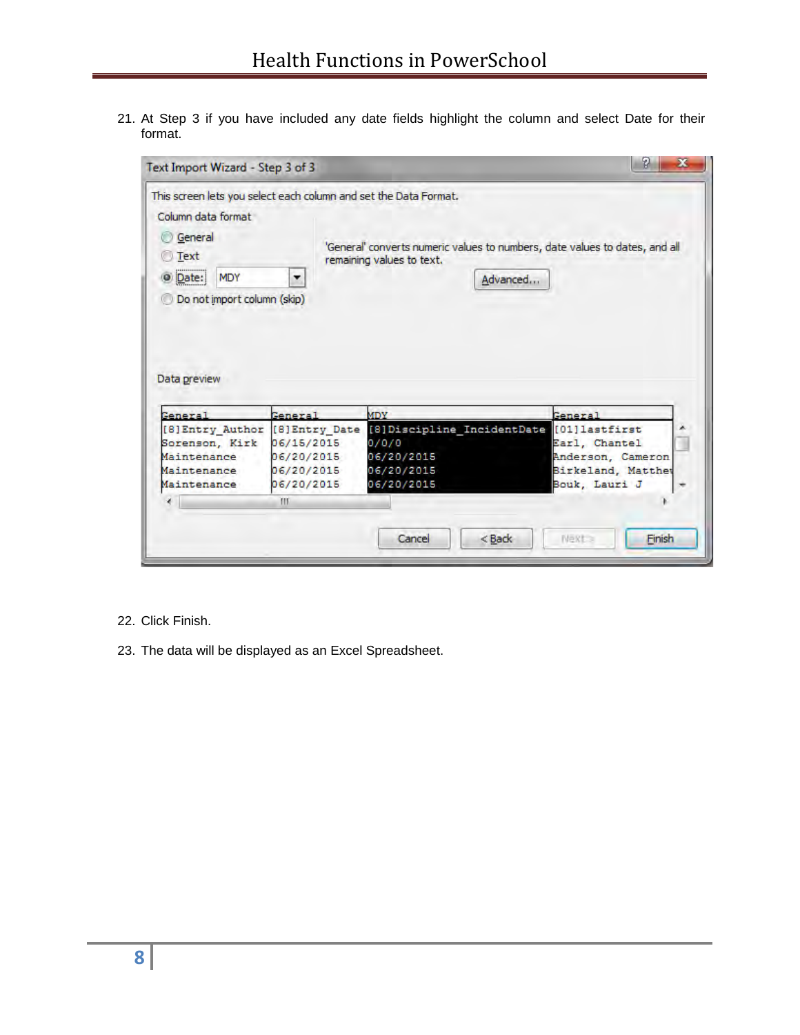21. At Step 3 if you have included any date fields highlight the column and select Date for their format.

Text Import Wizard - Step 3 of 3

This screen lets you select each column and set the Data Format.

Column data format

- General
- Text
- Date: MDY
- Do not import column (skip)

'General' converts numeric values to numbers, date values to dates, and all remaining values to text.

Advanced...

Data preview

| General | General | MDY | General |
|---|---|---|---|
| [8]Entry_Author | [8]Entry_Date | [8]Discipline_IncidentDate | [01]lastfirst |
| Sorenson, Kirk | 06/15/2015 | 0/0/0 | Earl, Chantel |
| Maintenance | 06/20/2015 | 06/20/2015 | Anderson, Cameron |
| Maintenance | 06/20/2015 | 06/20/2015 | Birkeland, Matthew |
| Maintenance | 06/20/2015 | 06/20/2015 | Bouk, Lauri J |

Cancel | < Back | Next > | Finish

22. Click Finish.

23. The data will be displayed as an Excel Spreadsheet.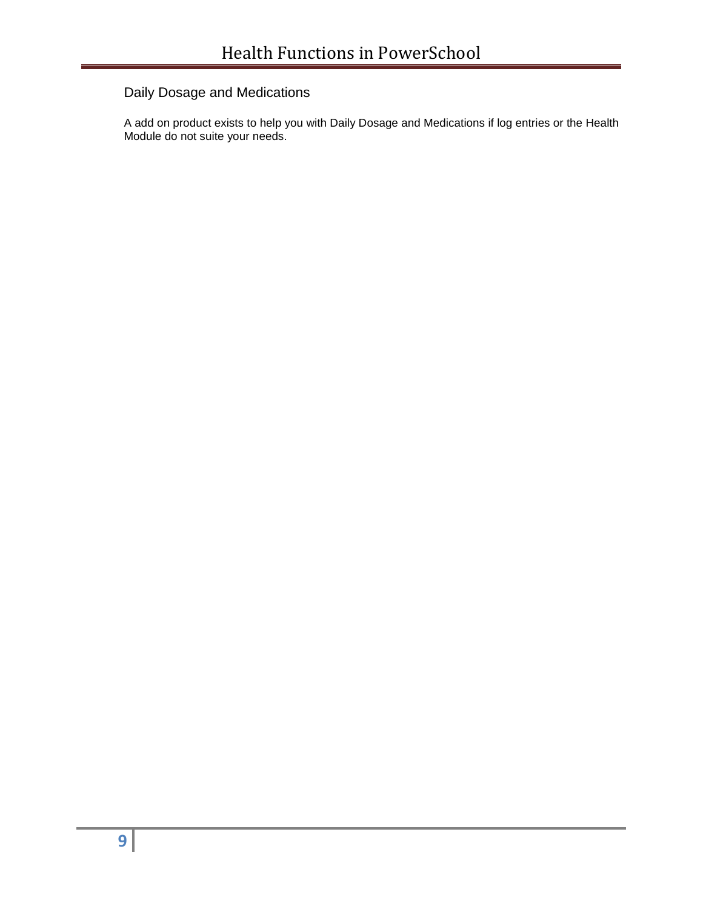## Daily Dosage and Medications

A add on product exists to help you with Daily Dosage and Medications if log entries or the Health Module do not suite your needs.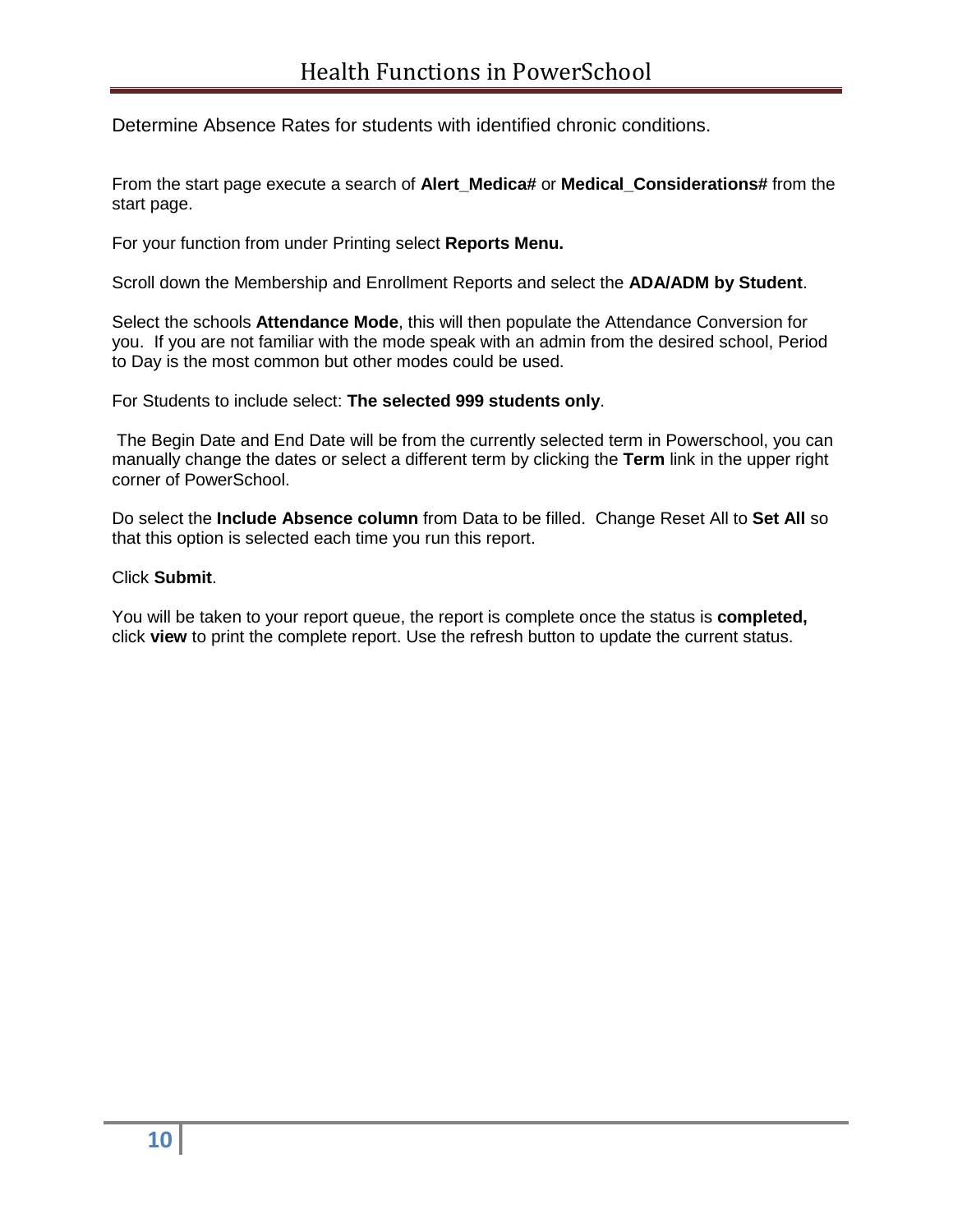Determine Absence Rates for students with identified chronic conditions.

From the start page execute a search of **Alert_Medica#** or **Medical_Considerations#** from the start page.

For your function from under Printing select **Reports Menu.**

Scroll down the Membership and Enrollment Reports and select the **ADA/ADM by Student**.

Select the schools **Attendance Mode**, this will then populate the Attendance Conversion for you. If you are not familiar with the mode speak with an admin from the desired school, Period to Day is the most common but other modes could be used.

For Students to include select: **The selected 999 students only**.

The Begin Date and End Date will be from the currently selected term in Powerschool, you can manually change the dates or select a different term by clicking the **Term** link in the upper right corner of PowerSchool.

Do select the **Include Absence column** from Data to be filled. Change Reset All to **Set All** so that this option is selected each time you run this report.

Click **Submit**.

You will be taken to your report queue, the report is complete once the status is **completed,** click **view** to print the complete report. Use the refresh button to update the current status.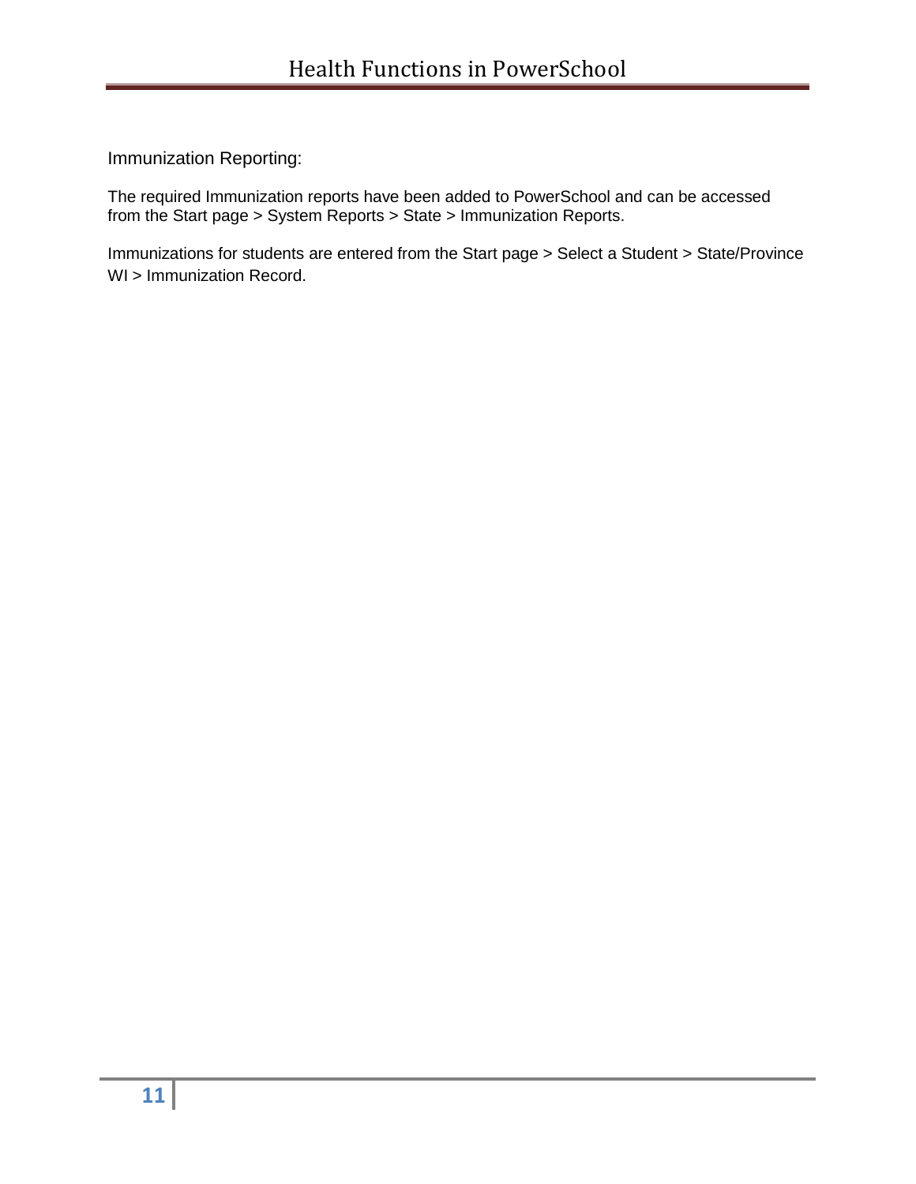## Immunization Reporting:

The required Immunization reports have been added to PowerSchool and can be accessed from the Start page > System Reports > State > Immunization Reports.

Immunizations for students are entered from the Start page > Select a Student > State/Province WI > Immunization Record.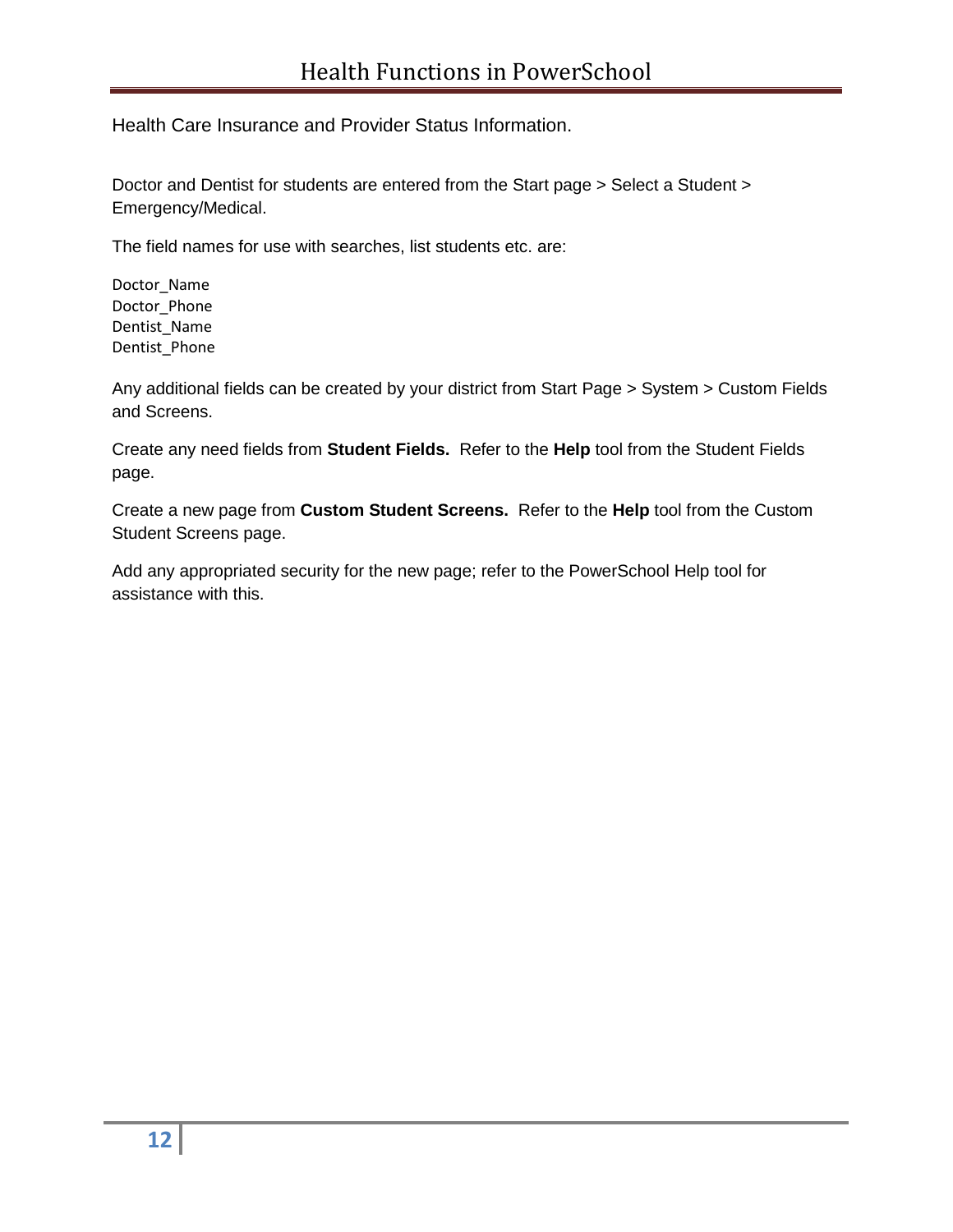Health Care Insurance and Provider Status Information.

Doctor and Dentist for students are entered from the Start page > Select a Student > Emergency/Medical.

The field names for use with searches, list students etc. are:

Doctor_Name
Doctor_Phone
Dentist_Name
Dentist_Phone

Any additional fields can be created by your district from Start Page > System > Custom Fields and Screens.

Create any need fields from **Student Fields.** Refer to the **Help** tool from the Student Fields page.

Create a new page from **Custom Student Screens.** Refer to the **Help** tool from the Custom Student Screens page.

Add any appropriated security for the new page; refer to the PowerSchool Help tool for assistance with this.